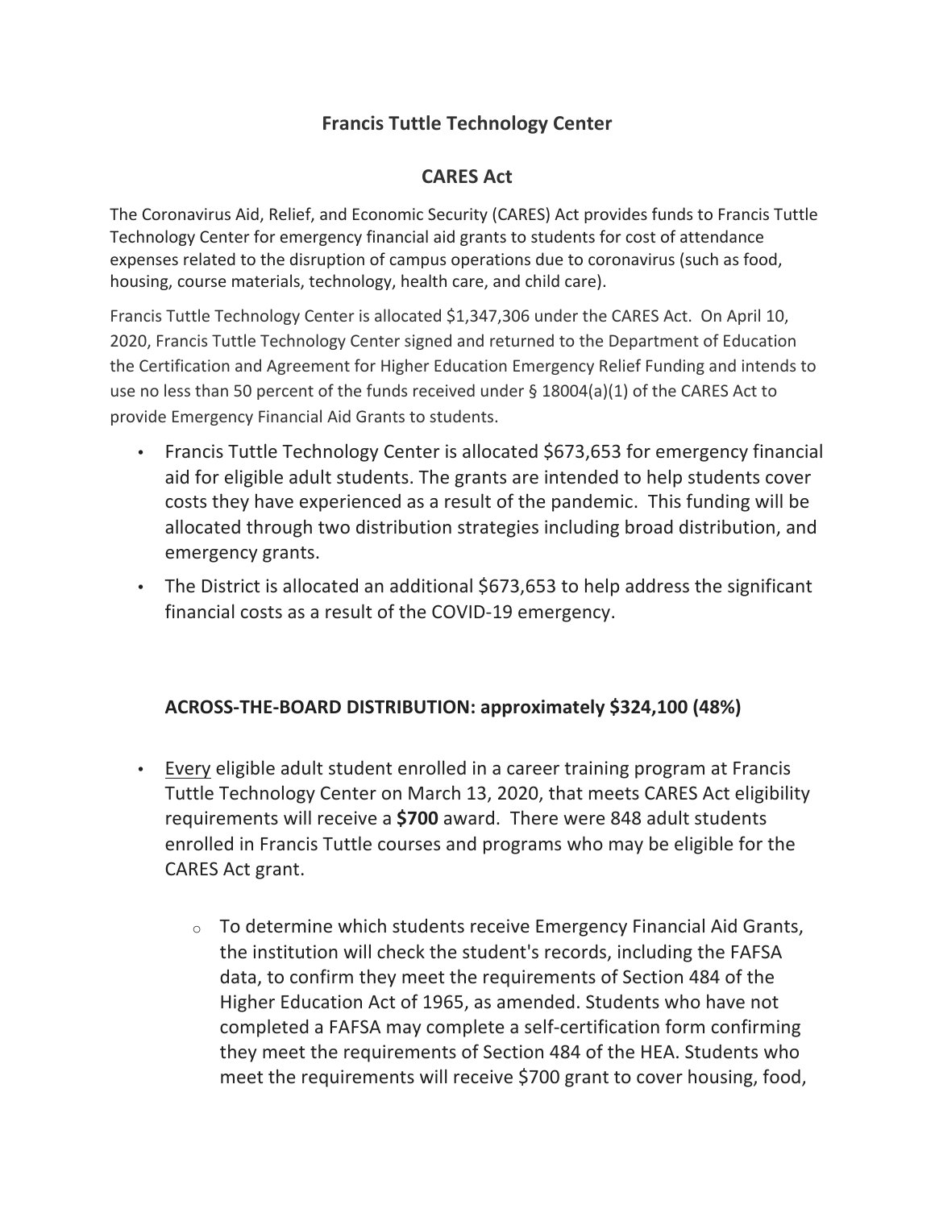# Francis Tuttle Technology Center

## CARES Act

The Coronavirus Aid, Relief, and Economic Security (CARES) Act provides funds to Francis Tuttle Technology Center for emergency financial aid grants to students for cost of attendance expenses related to the disruption of campus operations due to coronavirus (such as food, housing, course materials, technology, health care, and child care).

Francis Tuttle Technology Center is allocated $1,347,306 under the CARES Act. On April 10, 2020, Francis Tuttle Technology Center signed and returned to the Department of Education the Certification and Agreement for Higher Education Emergency Relief Funding and intends to use no less than 50 percent of the funds received under § 18004(a)(1) of the CARES Act to provide Emergency Financial Aid Grants to students.

- Francis Tuttle Technology Center is allocated $673,653 for emergency financial aid for eligible adult students. The grants are intended to help students cover costs they have experienced as a result of the pandemic. This funding will be allocated through two distribution strategies including broad distribution, and emergency grants.
- The District is allocated an additional $673,653 to help address the significant financial costs as a result of the COVID-19 emergency.

### ACROSS-THE-BOARD DISTRIBUTION: approximately $324,100 (48%)

- <u>Every</u> eligible adult student enrolled in a career training program at Francis Tuttle Technology Center on March 13, 2020, that meets CARES Act eligibility requirements will receive a **$700** award. There were 848 adult students enrolled in Francis Tuttle courses and programs who may be eligible for the CARES Act grant.
    - To determine which students receive Emergency Financial Aid Grants, the institution will check the student's records, including the FAFSA data, to confirm they meet the requirements of Section 484 of the Higher Education Act of 1965, as amended. Students who have not completed a FAFSA may complete a self-certification form confirming they meet the requirements of Section 484 of the HEA. Students who meet the requirements will receive $700 grant to cover housing, food,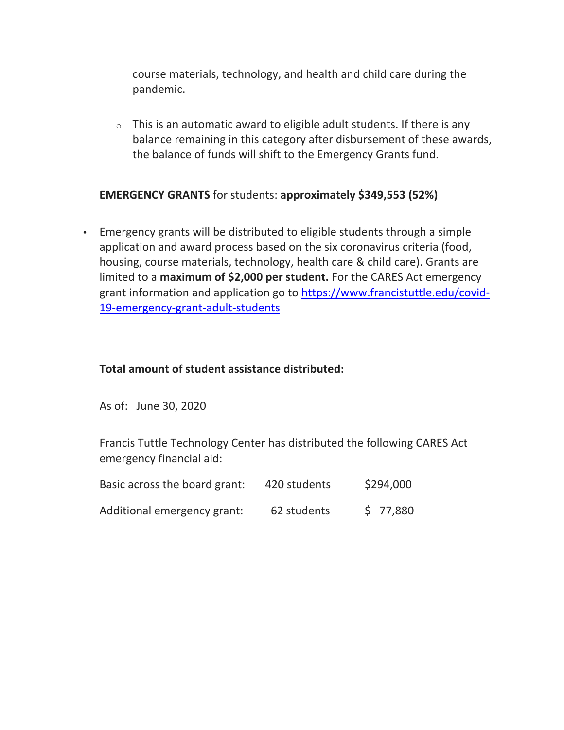course materials, technology, and health and child care during the pandemic.

  - This is an automatic award to eligible adult students. If there is any balance remaining in this category after disbursement of these awards, the balance of funds will shift to the Emergency Grants fund.

**EMERGENCY GRANTS** for students: **approximately $349,553 (52%)**

- Emergency grants will be distributed to eligible students through a simple application and award process based on the six coronavirus criteria (food, housing, course materials, technology, health care & child care). Grants are limited to a **maximum of $2,000 per student.** For the CARES Act emergency grant information and application go to [https://www.francistuttle.edu/covid-19-emergency-grant-adult-students](https://www.francistuttle.edu/covid-19-emergency-grant-adult-students)

**Total amount of student assistance distributed:**

As of: June 30, 2020

Francis Tuttle Technology Center has distributed the following CARES Act emergency financial aid:

| | | |
|---|---|---|
| Basic across the board grant: | 420 students | $294,000 |
| Additional emergency grant: | 62 students | $ 77,880 |